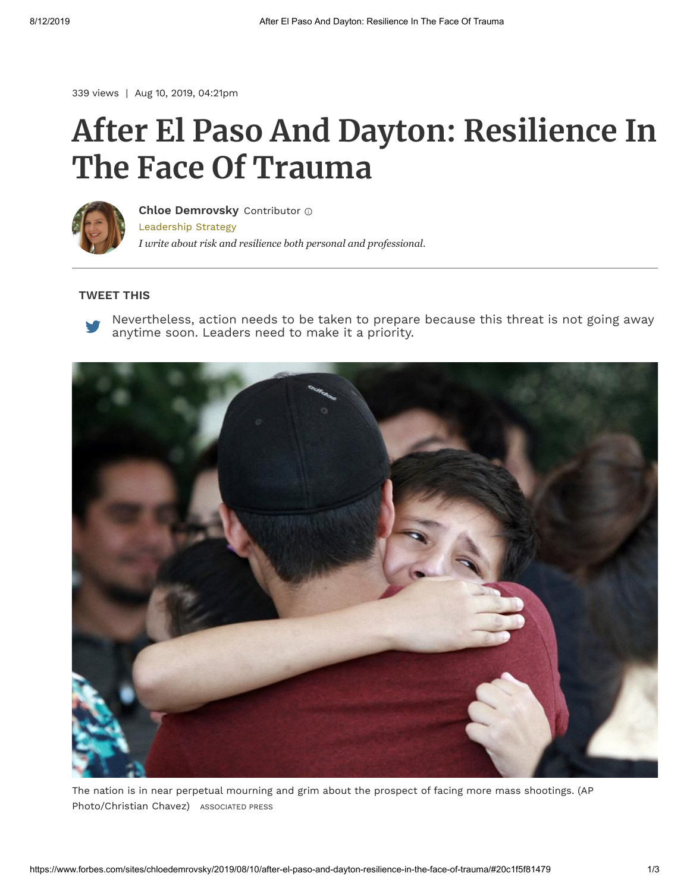339 views | Aug 10, 2019, 04:21pm

# After El Paso And Dayton: Resilience In The Face Of Trauma

**Chloe Demrovsky** Contributor

Leadership Strategy

*I write about risk and resilience both personal and professional.*

**TWEET THIS**

Nevertheless, action needs to be taken to prepare because this threat is not going away anytime soon. Leaders need to make it a priority.

The nation is in near perpetual mourning and grim about the prospect of facing more mass shootings. (AP Photo/Christian Chavez) ASSOCIATED PRESS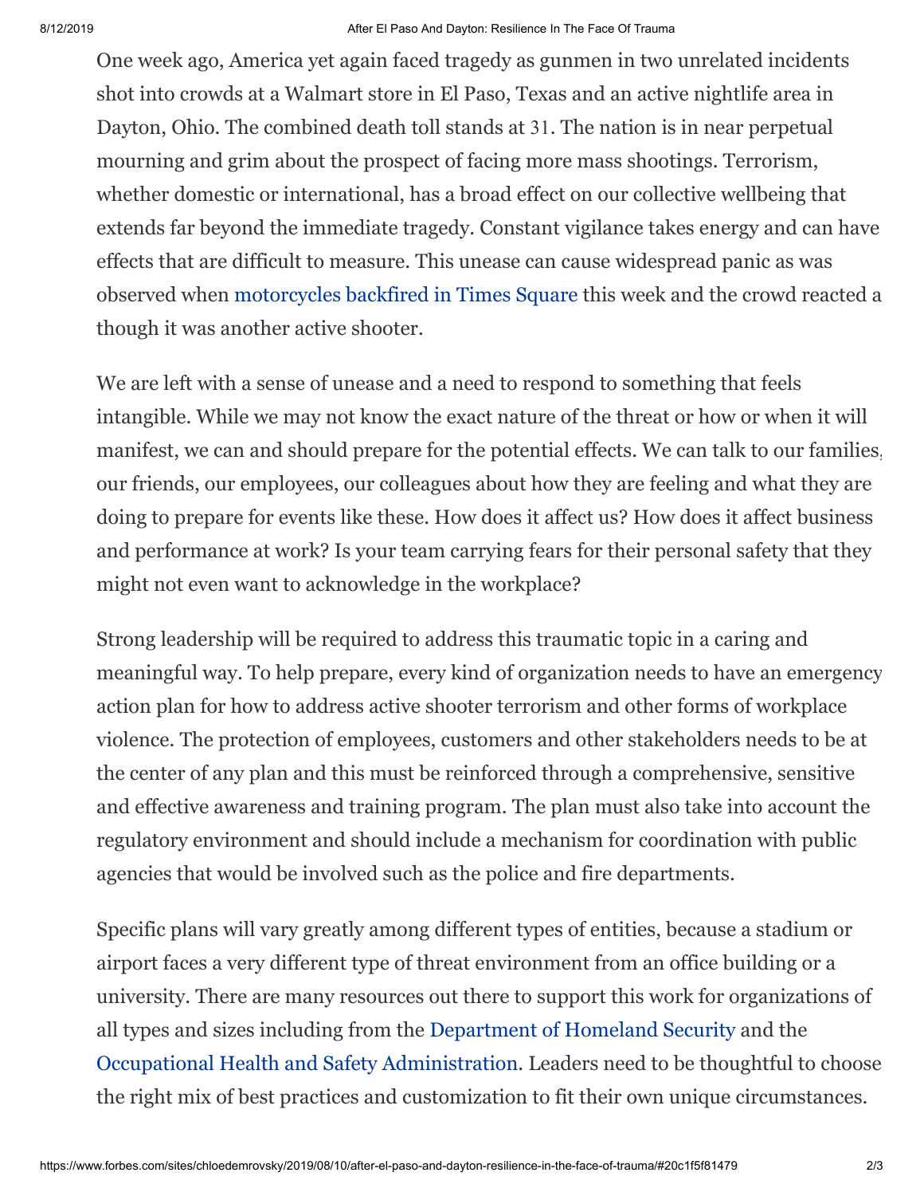One week ago, America yet again faced tragedy as gunmen in two unrelated incidents shot into crowds at a Walmart store in El Paso, Texas and an active nightlife area in Dayton, Ohio. The combined death toll stands at 31. The nation is in near perpetual mourning and grim about the prospect of facing more mass shootings. Terrorism, whether domestic or international, has a broad effect on our collective wellbeing that extends far beyond the immediate tragedy. Constant vigilance takes energy and can have effects that are difficult to measure. This unease can cause widespread panic as was observed when motorcycles backfired in Times Square this week and the crowd reacted a though it was another active shooter.

We are left with a sense of unease and a need to respond to something that feels intangible. While we may not know the exact nature of the threat or how or when it will manifest, we can and should prepare for the potential effects. We can talk to our families, our friends, our employees, our colleagues about how they are feeling and what they are doing to prepare for events like these. How does it affect us? How does it affect business and performance at work? Is your team carrying fears for their personal safety that they might not even want to acknowledge in the workplace?

Strong leadership will be required to address this traumatic topic in a caring and meaningful way. To help prepare, every kind of organization needs to have an emergency action plan for how to address active shooter terrorism and other forms of workplace violence. The protection of employees, customers and other stakeholders needs to be at the center of any plan and this must be reinforced through a comprehensive, sensitive and effective awareness and training program. The plan must also take into account the regulatory environment and should include a mechanism for coordination with public agencies that would be involved such as the police and fire departments.

Specific plans will vary greatly among different types of entities, because a stadium or airport faces a very different type of threat environment from an office building or a university. There are many resources out there to support this work for organizations of all types and sizes including from the Department of Homeland Security and the Occupational Health and Safety Administration. Leaders need to be thoughtful to choose the right mix of best practices and customization to fit their own unique circumstances.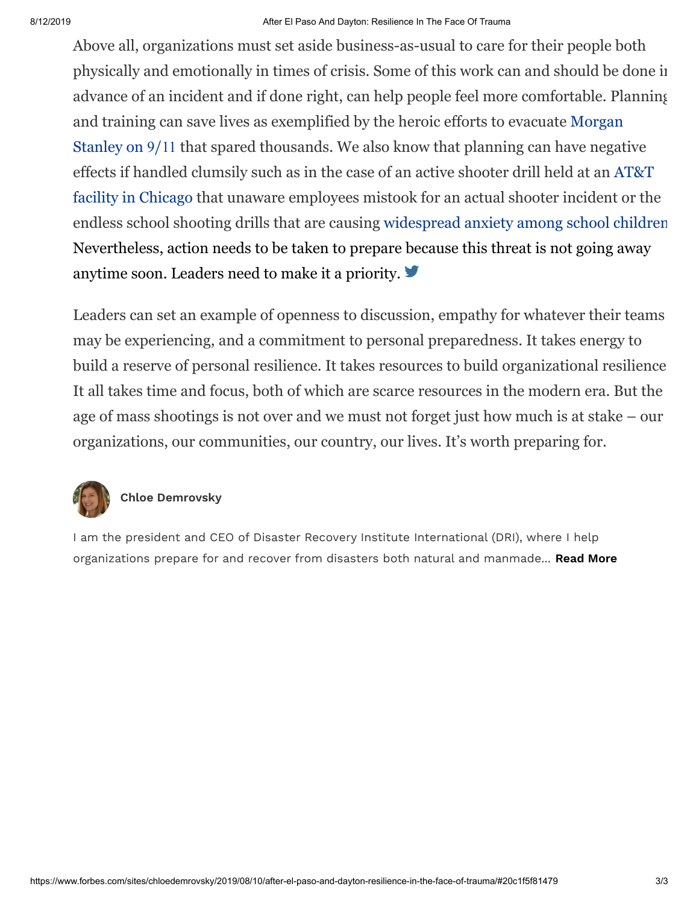Above all, organizations must set aside business-as-usual to care for their people both physically and emotionally in times of crisis. Some of this work can and should be done in advance of an incident and if done right, can help people feel more comfortable. Planning and training can save lives as exemplified by the heroic efforts to evacuate Morgan Stanley on 9/11 that spared thousands. We also know that planning can have negative effects if handled clumsily such as in the case of an active shooter drill held at an AT&T facility in Chicago that unaware employees mistook for an actual shooter incident or the endless school shooting drills that are causing widespread anxiety among school children. Nevertheless, action needs to be taken to prepare because this threat is not going away anytime soon. Leaders need to make it a priority.

Leaders can set an example of openness to discussion, empathy for whatever their teams may be experiencing, and a commitment to personal preparedness. It takes energy to build a reserve of personal resilience. It takes resources to build organizational resilience. It all takes time and focus, both of which are scarce resources in the modern era. But the age of mass shootings is not over and we must not forget just how much is at stake – our organizations, our communities, our country, our lives. It's worth preparing for.

**Chloe Demrovsky**

I am the president and CEO of Disaster Recovery Institute International (DRI), where I help organizations prepare for and recover from disasters both natural and manmade... **Read More**